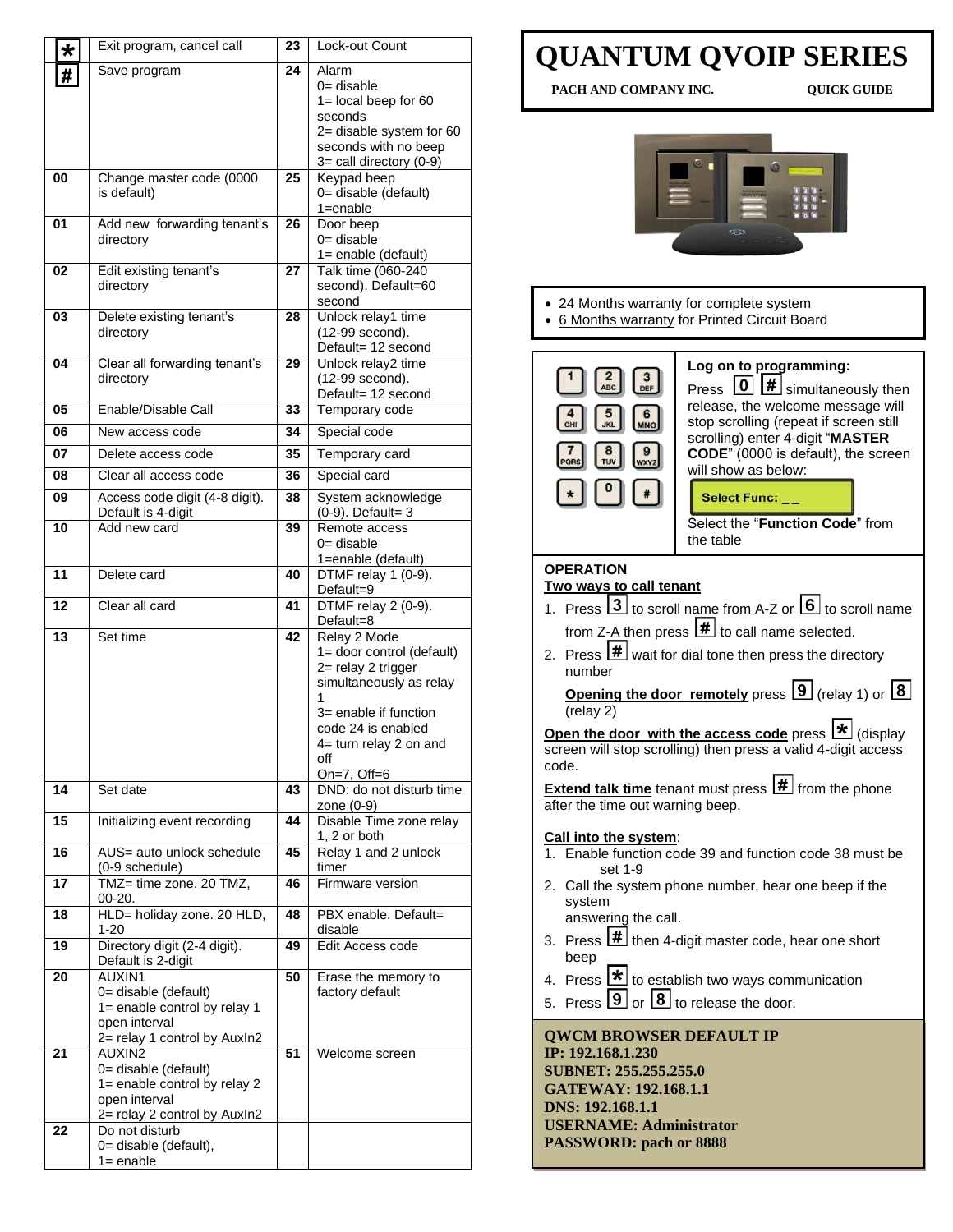| | | | |
|---|---|---|---|
| * | Exit program, cancel call | 23 | Lock-out Count |
| # | Save program | 24 | Alarm<br>0= disable<br>1= local beep for 60 seconds<br>2= disable system for 60 seconds with no beep<br>3= call directory (0-9) |
| 00 | Change master code (0000 is default) | 25 | Keypad beep<br>0= disable (default)<br>1=enable |
| 01 | Add new forwarding tenant's directory | 26 | Door beep<br>0= disable<br>1= enable (default) |
| 02 | Edit existing tenant's directory | 27 | Talk time (060-240 second). Default=60 second |
| 03 | Delete existing tenant's directory | 28 | Unlock relay1 time (12-99 second). Default= 12 second |
| 04 | Clear all forwarding tenant's directory | 29 | Unlock relay2 time (12-99 second). Default= 12 second |
| 05 | Enable/Disable Call | 33 | Temporary code |
| 06 | New access code | 34 | Special code |
| 07 | Delete access code | 35 | Temporary card |
| 08 | Clear all access code | 36 | Special card |
| 09 | Access code digit (4-8 digit). Default is 4-digit | 38 | System acknowledge (0-9). Default= 3 |
| 10 | Add new card | 39 | Remote access<br>0= disable<br>1=enable (default) |
| 11 | Delete card | 40 | DTMF relay 1 (0-9). Default=9 |
| 12 | Clear all card | 41 | DTMF relay 2 (0-9). Default=8 |
| 13 | Set time | 42 | Relay 2 Mode<br>1= door control (default)<br>2= relay 2 trigger simultaneously as relay 1<br>3= enable if function code 24 is enabled<br>4= turn relay 2 on and off<br>On=7, Off=6 |
| 14 | Set date | 43 | DND: do not disturb time zone (0-9) |
| 15 | Initializing event recording | 44 | Disable Time zone relay 1, 2 or both |
| 16 | AUS= auto unlock schedule (0-9 schedule) | 45 | Relay 1 and 2 unlock timer |
| 17 | TMZ= time zone. 20 TMZ, 00-20. | 46 | Firmware version |
| 18 | HLD= holiday zone. 20 HLD, 1-20 | 48 | PBX enable. Default= disable |
| 19 | Directory digit (2-4 digit). Default is 2-digit | 49 | Edit Access code |
| 20 | AUXIN1<br>0= disable (default)<br>1= enable control by relay 1 open interval<br>2= relay 1 control by AuxIn2 | 50 | Erase the memory to factory default |
| 21 | AUXIN2<br>0= disable (default)<br>1= enable control by relay 2 open interval<br>2= relay 2 control by AuxIn2 | 51 | Welcome screen |
| 22 | Do not disturb<br>0= disable (default),<br>1= enable | | |

# QUANTUM QVOIP SERIES

**PACH AND COMPANY INC.** **QUICK GUIDE**

- 24 Months warranty for complete system
- 6 Months warranty for Printed Circuit Board

**Log on to programming:**

Press 0 # simultaneously then release, the welcome message will stop scrolling (repeat if screen still scrolling) enter 4-digit "**MASTER CODE**" (0000 is default), the screen will show as below:

Select Func: _ _

Select the "**Function Code**" from the table

## OPERATION

**Two ways to call tenant**

1. Press 3 to scroll name from A-Z or 6 to scroll name from Z-A then press # to call name selected.
2. Press # wait for dial tone then press the directory number

**Opening the door remotely** press 9 (relay 1) or 8 (relay 2)

**Open the door with the access code** press * (display screen will stop scrolling) then press a valid 4-digit access code.

**Extend talk time** tenant must press # from the phone after the time out warning beep.

**Call into the system**:

1. Enable function code 39 and function code 38 must be set 1-9
2. Call the system phone number, hear one beep if the system answering the call.
3. Press # then 4-digit master code, hear one short beep
4. Press * to establish two ways communication
5. Press 9 or 8 to release the door.

**QWCM BROWSER DEFAULT IP**
**IP: 192.168.1.230**
**SUBNET: 255.255.255.0**
**GATEWAY: 192.168.1.1**
**DNS: 192.168.1.1**
**USERNAME: Administrator**
**PASSWORD: pach or 8888**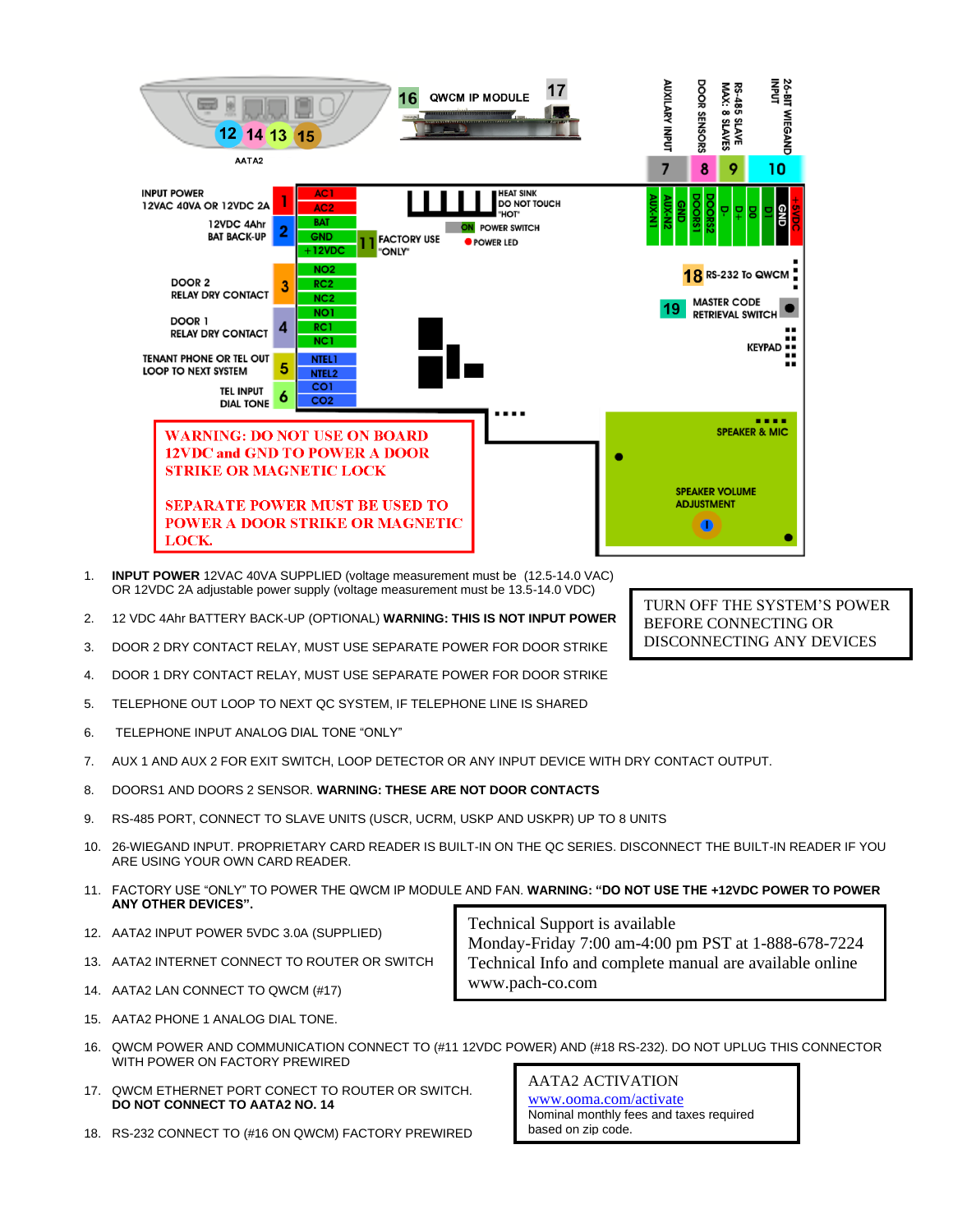INPUT POWER
12VAC 40VA OR 12VDC 2A

12VDC 4Ahr
BAT BACK-UP

DOOR 2
RELAY DRY CONTACT

DOOR 1
RELAY DRY CONTACT

TENANT PHONE OR TEL OUT
LOOP TO NEXT SYSTEM

TEL INPUT
DIAL TONE

AATA2

16 QWCM IP MODULE 17

AUXILARY INPUT 7
DOOR SENSORS 8
RS-485 SLAVE MAX: 8 SLAVES 9
26-BIT WIEGAND INPUT 10

AC1, AC2, BAT, GND, +12VDC, NO2, RC2, NC2, NO1, RC1, NC1, NTEL1, NTEL2, CO1, CO2

11 FACTORY USE "ONLY"

HEAT SINK DO NOT TOUCH "HOT"

ON POWER SWITCH

POWER LED

AUX-N1, AUX-N2, GND, DOORS1, DOORS2, D-, D+, D0, D1, GND, +5VDC

18 RS-232 To QWCM

19 MASTER CODE RETRIEVAL SWITCH

KEYPAD

SPEAKER & MIC

SPEAKER VOLUME ADJUSTMENT

**WARNING: DO NOT USE ON BOARD 12VDC and GND TO POWER A DOOR STRIKE OR MAGNETIC LOCK**

**SEPARATE POWER MUST BE USED TO POWER A DOOR STRIKE OR MAGNETIC LOCK.**

1. **INPUT POWER** 12VAC 40VA SUPPLIED (voltage measurement must be (12.5-14.0 VAC) OR 12VDC 2A adjustable power supply (voltage measurement must be 13.5-14.0 VDC)
2. 12 VDC 4Ahr BATTERY BACK-UP (OPTIONAL) **WARNING: THIS IS NOT INPUT POWER**
3. DOOR 2 DRY CONTACT RELAY, MUST USE SEPARATE POWER FOR DOOR STRIKE
4. DOOR 1 DRY CONTACT RELAY, MUST USE SEPARATE POWER FOR DOOR STRIKE
5. TELEPHONE OUT LOOP TO NEXT QC SYSTEM, IF TELEPHONE LINE IS SHARED
6. TELEPHONE INPUT ANALOG DIAL TONE "ONLY"
7. AUX 1 AND AUX 2 FOR EXIT SWITCH, LOOP DETECTOR OR ANY INPUT DEVICE WITH DRY CONTACT OUTPUT.
8. DOORS1 AND DOORS 2 SENSOR. **WARNING: THESE ARE NOT DOOR CONTACTS**
9. RS-485 PORT, CONNECT TO SLAVE UNITS (USCR, UCRM, USKP AND USKPR) UP TO 8 UNITS
10. 26-WIEGAND INPUT. PROPRIETARY CARD READER IS BUILT-IN ON THE QC SERIES. DISCONNECT THE BUILT-IN READER IF YOU ARE USING YOUR OWN CARD READER.
11. FACTORY USE "ONLY" TO POWER THE QWCM IP MODULE AND FAN. **WARNING: "DO NOT USE THE +12VDC POWER TO POWER ANY OTHER DEVICES".**
12. AATA2 INPUT POWER 5VDC 3.0A (SUPPLIED)
13. AATA2 INTERNET CONNECT TO ROUTER OR SWITCH
14. AATA2 LAN CONNECT TO QWCM (#17)
15. AATA2 PHONE 1 ANALOG DIAL TONE.
16. QWCM POWER AND COMMUNICATION CONNECT TO (#11 12VDC POWER) AND (#18 RS-232). DO NOT UPLUG THIS CONNECTOR WITH POWER ON FACTORY PREWIRED
17. QWCM ETHERNET PORT CONECT TO ROUTER OR SWITCH. **DO NOT CONNECT TO AATA2 NO. 14**
18. RS-232 CONNECT TO (#16 ON QWCM) FACTORY PREWIRED

TURN OFF THE SYSTEM'S POWER BEFORE CONNECTING OR DISCONNECTING ANY DEVICES

Technical Support is available
Monday-Friday 7:00 am-4:00 pm PST at 1-888-678-7224
Technical Info and complete manual are available online
www.pach-co.com

AATA2 ACTIVATION
www.ooma.com/activate
Nominal monthly fees and taxes required based on zip code.